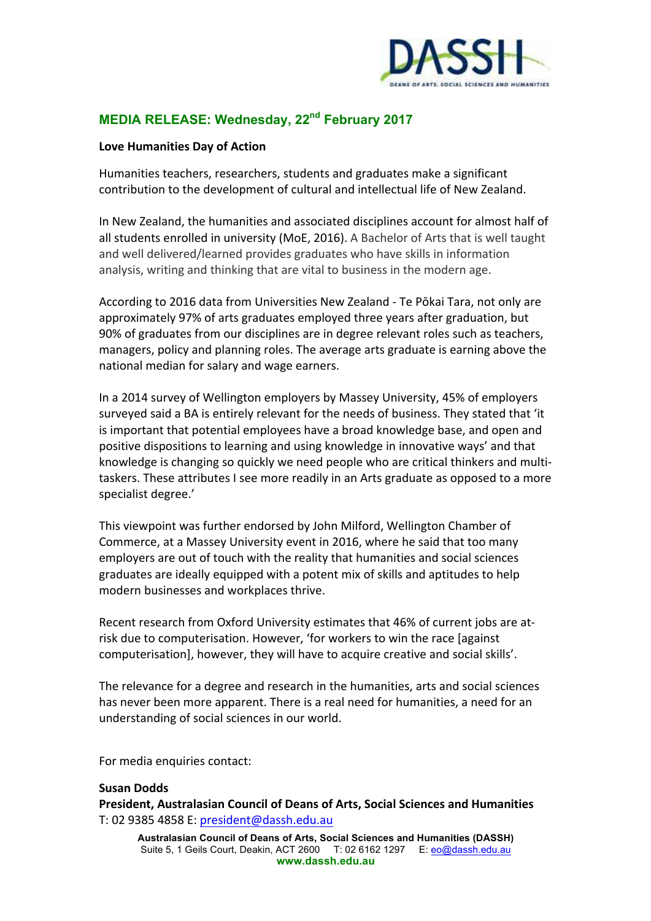## MEDIA RELEASE: Wednesday, 22nd February 2017

**Love Humanities Day of Action**

Humanities teachers, researchers, students and graduates make a significant contribution to the development of cultural and intellectual life of New Zealand.

In New Zealand, the humanities and associated disciplines account for almost half of all students enrolled in university (MoE, 2016). A Bachelor of Arts that is well taught and well delivered/learned provides graduates who have skills in information analysis, writing and thinking that are vital to business in the modern age.

According to 2016 data from Universities New Zealand - Te Pōkai Tara, not only are approximately 97% of arts graduates employed three years after graduation, but 90% of graduates from our disciplines are in degree relevant roles such as teachers, managers, policy and planning roles. The average arts graduate is earning above the national median for salary and wage earners.

In a 2014 survey of Wellington employers by Massey University, 45% of employers surveyed said a BA is entirely relevant for the needs of business. They stated that 'it is important that potential employees have a broad knowledge base, and open and positive dispositions to learning and using knowledge in innovative ways' and that knowledge is changing so quickly we need people who are critical thinkers and multi-taskers. These attributes I see more readily in an Arts graduate as opposed to a more specialist degree.'

This viewpoint was further endorsed by John Milford, Wellington Chamber of Commerce, at a Massey University event in 2016, where he said that too many employers are out of touch with the reality that humanities and social sciences graduates are ideally equipped with a potent mix of skills and aptitudes to help modern businesses and workplaces thrive.

Recent research from Oxford University estimates that 46% of current jobs are at-risk due to computerisation. However, 'for workers to win the race [against computerisation], however, they will have to acquire creative and social skills'.

The relevance for a degree and research in the humanities, arts and social sciences has never been more apparent. There is a real need for humanities, a need for an understanding of social sciences in our world.

For media enquiries contact:

**Susan Dodds**
**President, Australasian Council of Deans of Arts, Social Sciences and Humanities**
T: 02 9385 4858 E: president@dassh.edu.au

**Australasian Council of Deans of Arts, Social Sciences and Humanities (DASSH)**
Suite 5, 1 Geils Court, Deakin, ACT 2600 T: 02 6162 1297 E: eo@dassh.edu.au
**www.dassh.edu.au**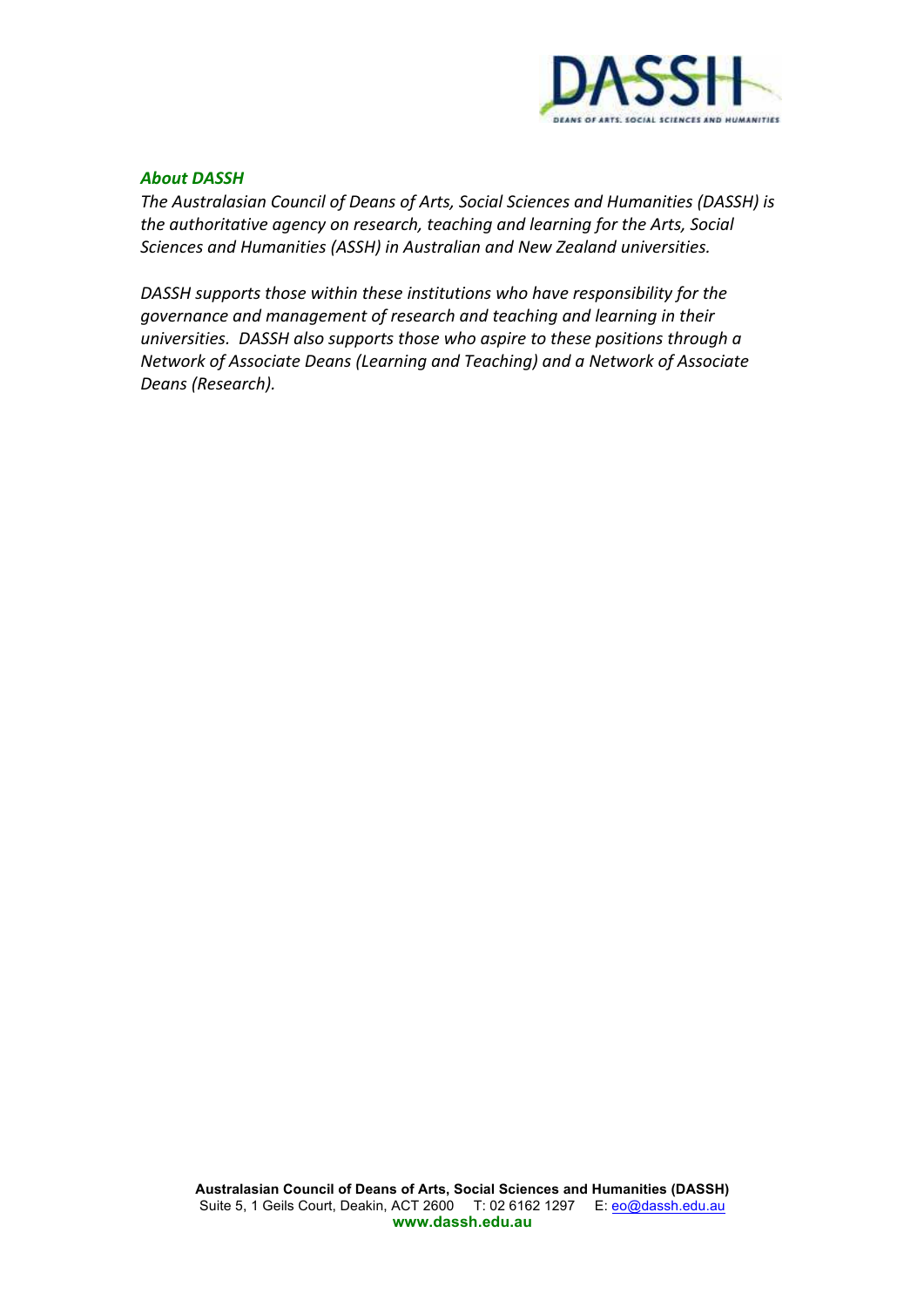***About DASSH***

*The Australasian Council of Deans of Arts, Social Sciences and Humanities (DASSH) is the authoritative agency on research, teaching and learning for the Arts, Social Sciences and Humanities (ASSH) in Australian and New Zealand universities.*

*DASSH supports those within these institutions who have responsibility for the governance and management of research and teaching and learning in their universities. DASSH also supports those who aspire to these positions through a Network of Associate Deans (Learning and Teaching) and a Network of Associate Deans (Research).*

**Australasian Council of Deans of Arts, Social Sciences and Humanities (DASSH)**
Suite 5, 1 Geils Court, Deakin, ACT 2600 T: 02 6162 1297 E: eo@dassh.edu.au
**www.dassh.edu.au**